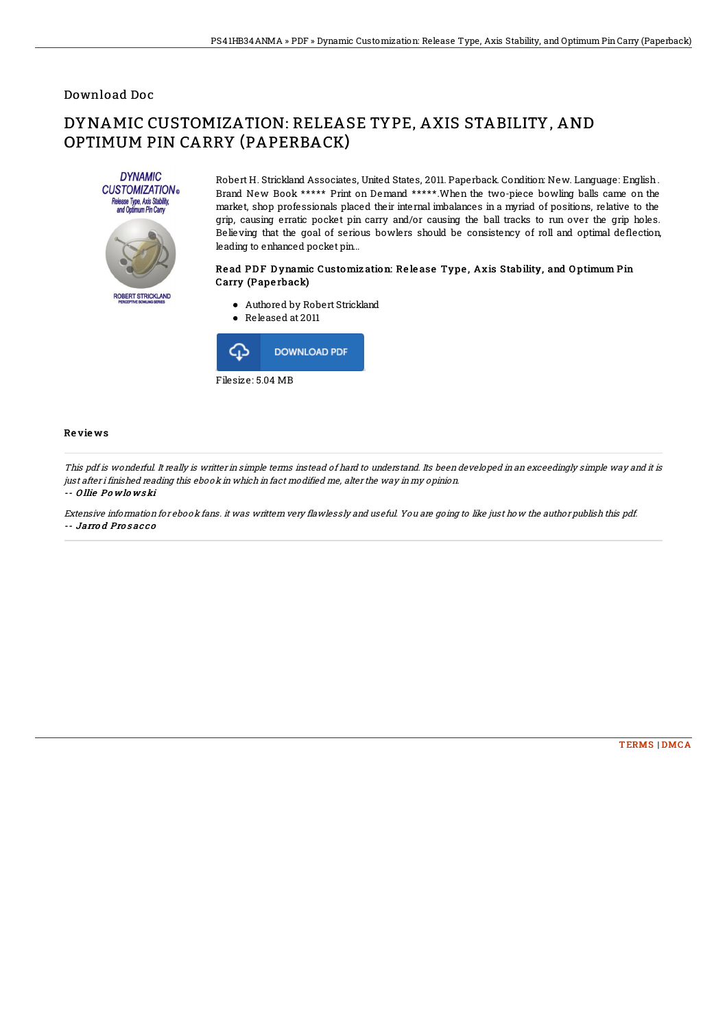Download Doc

# DYNAMIC CUSTOMIZATION: RELEASE TYPE, AXIS STABILITY, AND OPTIMUM PIN CARRY (PAPERBACK)

Robert H. Strickland Associates, United States, 2011. Paperback. Condition: New. Language: English . Brand New Book ***** Print on Demand *****.When the two-piece bowling balls came on the market, shop professionals placed their internal imbalances in a myriad of positions, relative to the grip, causing erratic pocket pin carry and/or causing the ball tracks to run over the grip holes. Believing that the goal of serious bowlers should be consistency of roll and optimal deflection, leading to enhanced pocket pin...

### Read PDF Dynamic Customization: Release Type, Axis Stability, and Optimum Pin Carry (Paperback)

- Authored by Robert Strickland
- Released at 2011

DOWNLOAD PDF

Filesize: 5.04 MB

## Reviews

*This pdf is wonderful. It really is writter in simple terms instead of hard to understand. Its been developed in an exceedingly simple way and it is just after i finished reading this ebook in which in fact modified me, alter the way in my opinion.*

*-- Ollie Powlowski*

*Extensive information for ebook fans. it was writtern very flawlessly and useful. You are going to like just how the author publish this pdf.*

*-- Jarrod Prosacco*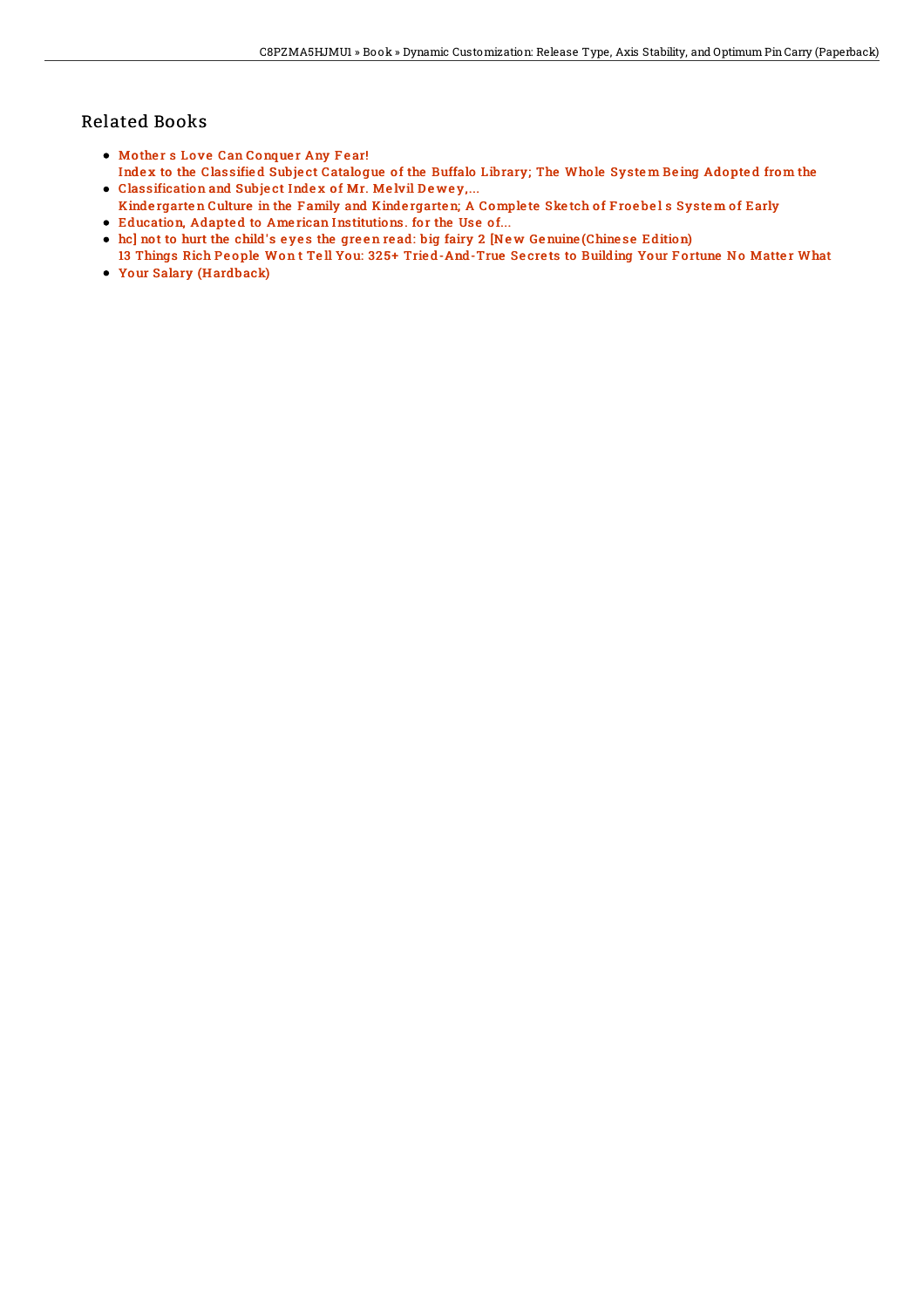## Related Books

- Mother s Love Can Conquer Any Fear!
- Index to the Classified Subject Catalogue of the Buffalo Library; The Whole System Being Adopted from the Classification and Subject Index of Mr. Melvil Dewey,...
- Kindergarten Culture in the Family and Kindergarten; A Complete Sketch of Froebel s System of Early Education, Adapted to American Institutions. for the Use of...
- hc] not to hurt the child's eyes the green read: big fairy 2 [New Genuine(Chinese Edition)
- 13 Things Rich People Won t Tell You: 325+ Tried-And-True Secrets to Building Your Fortune No Matter What Your Salary (Hardback)